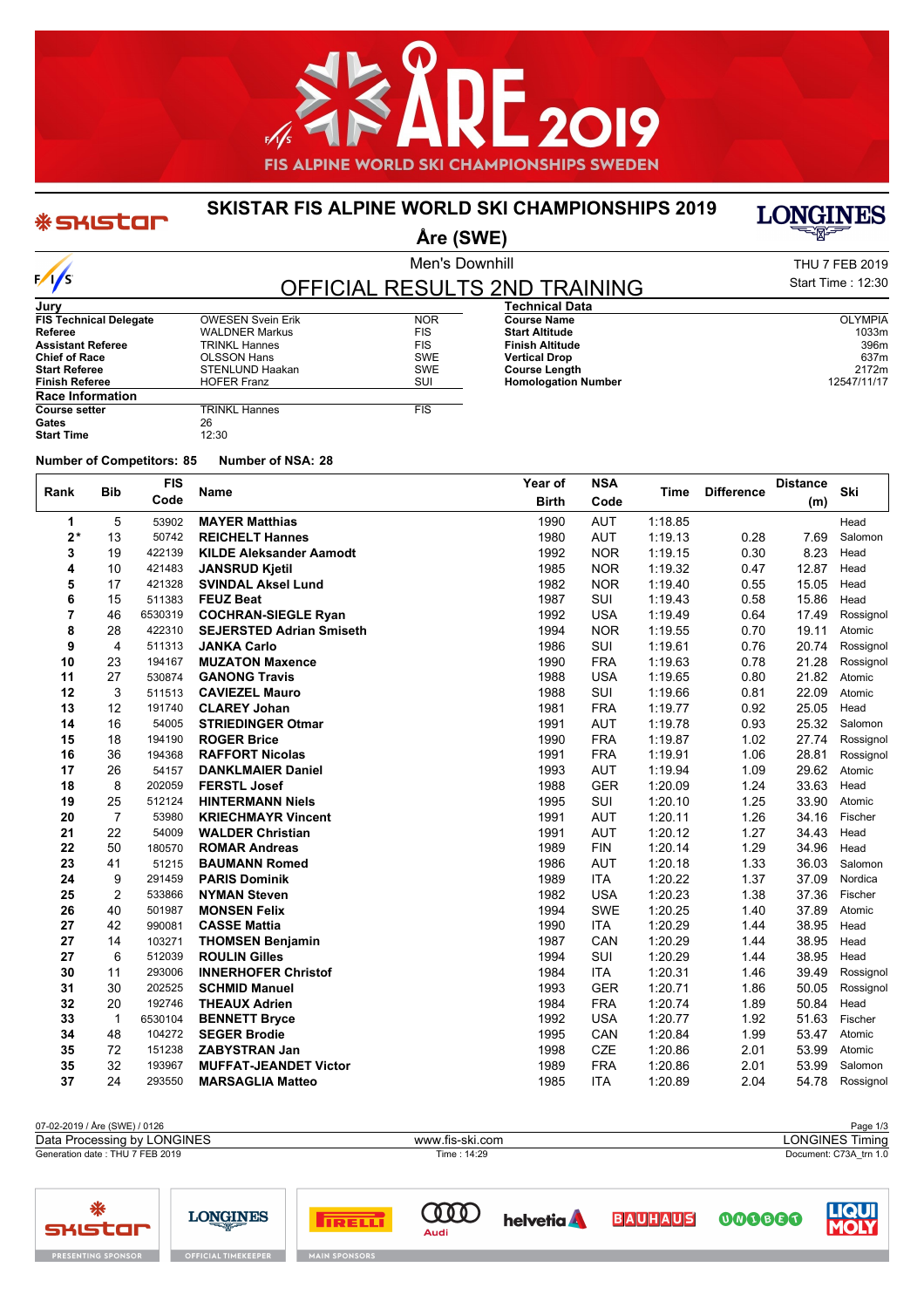# SKISTAR FIS ALPINE WORLD SKI CHAMPIONSHIPS 2019

## Åre (SWE)

Men's Downhill

THU 7 FEB 2019

Start Time : 12:30

## OFFICIAL RESULTS 2ND TRAINING

| Jury | | |
|---|---|---|
| **FIS Technical Delegate** | OWESEN Svein Erik | NOR |
| **Referee** | WALDNER Markus | FIS |
| **Assistant Referee** | TRINKL Hannes | FIS |
| **Chief of Race** | OLSSON Hans | SWE |
| **Start Referee** | STENLUND Haakan | SWE |
| **Finish Referee** | HOFER Franz | SUI |

| Race Information | | |
|---|---|---|
| **Course setter** | TRINKL Hannes | FIS |
| **Gates** | 26 | |
| **Start Time** | 12:30 | |

| Technical Data | |
|---|---|
| **Course Name** | OLYMPIA |
| **Start Altitude** | 1033m |
| **Finish Altitude** | 396m |
| **Vertical Drop** | 637m |
| **Course Length** | 2172m |
| **Homologation Number** | 12547/11/17 |

**Number of Competitors: 85** **Number of NSA: 28**

| Rank | Bib | FIS Code | Name | Year of Birth | NSA Code | Time | Difference | Distance (m) | Ski |
|---|---|---|---|---|---|---|---|---|---|
| 1 | 5 | 53902 | **MAYER Matthias** | 1990 | AUT | 1:18.85 | | | Head |
| 2* | 13 | 50742 | **REICHELT Hannes** | 1980 | AUT | 1:19.13 | 0.28 | 7.69 | Salomon |
| 3 | 19 | 422139 | **KILDE Aleksander Aamodt** | 1992 | NOR | 1:19.15 | 0.30 | 8.23 | Head |
| 4 | 10 | 421483 | **JANSRUD Kjetil** | 1985 | NOR | 1:19.32 | 0.47 | 12.87 | Head |
| 5 | 17 | 421328 | **SVINDAL Aksel Lund** | 1982 | NOR | 1:19.40 | 0.55 | 15.05 | Head |
| 6 | 15 | 511383 | **FEUZ Beat** | 1987 | SUI | 1:19.43 | 0.58 | 15.86 | Head |
| 7 | 46 | 6530319 | **COCHRAN-SIEGLE Ryan** | 1992 | USA | 1:19.49 | 0.64 | 17.49 | Rossignol |
| 8 | 28 | 422310 | **SEJERSTED Adrian Smiseth** | 1994 | NOR | 1:19.55 | 0.70 | 19.11 | Atomic |
| 9 | 4 | 511313 | **JANKA Carlo** | 1986 | SUI | 1:19.61 | 0.76 | 20.74 | Rossignol |
| 10 | 23 | 194167 | **MUZATON Maxence** | 1990 | FRA | 1:19.63 | 0.78 | 21.28 | Rossignol |
| 11 | 27 | 530874 | **GANONG Travis** | 1988 | USA | 1:19.65 | 0.80 | 21.82 | Atomic |
| 12 | 3 | 511513 | **CAVIEZEL Mauro** | 1988 | SUI | 1:19.66 | 0.81 | 22.09 | Atomic |
| 13 | 12 | 191740 | **CLAREY Johan** | 1981 | FRA | 1:19.77 | 0.92 | 25.05 | Head |
| 14 | 16 | 54005 | **STRIEDINGER Otmar** | 1991 | AUT | 1:19.78 | 0.93 | 25.32 | Salomon |
| 15 | 18 | 194190 | **ROGER Brice** | 1990 | FRA | 1:19.87 | 1.02 | 27.74 | Rossignol |
| 16 | 36 | 194368 | **RAFFORT Nicolas** | 1991 | FRA | 1:19.91 | 1.06 | 28.81 | Rossignol |
| 17 | 26 | 54157 | **DANKLMAIER Daniel** | 1993 | AUT | 1:19.94 | 1.09 | 29.62 | Atomic |
| 18 | 8 | 202059 | **FERSTL Josef** | 1988 | GER | 1:20.09 | 1.24 | 33.63 | Head |
| 19 | 25 | 512124 | **HINTERMANN Niels** | 1995 | SUI | 1:20.10 | 1.25 | 33.90 | Atomic |
| 20 | 7 | 53980 | **KRIECHMAYR Vincent** | 1991 | AUT | 1:20.11 | 1.26 | 34.16 | Fischer |
| 21 | 22 | 54009 | **WALDER Christian** | 1991 | AUT | 1:20.12 | 1.27 | 34.43 | Head |
| 22 | 50 | 180570 | **ROMAR Andreas** | 1989 | FIN | 1:20.14 | 1.29 | 34.96 | Head |
| 23 | 41 | 51215 | **BAUMANN Romed** | 1986 | AUT | 1:20.18 | 1.33 | 36.03 | Salomon |
| 24 | 9 | 291459 | **PARIS Dominik** | 1989 | ITA | 1:20.22 | 1.37 | 37.09 | Nordica |
| 25 | 2 | 533866 | **NYMAN Steven** | 1982 | USA | 1:20.23 | 1.38 | 37.36 | Fischer |
| 26 | 40 | 501987 | **MONSEN Felix** | 1994 | SWE | 1:20.25 | 1.40 | 37.89 | Atomic |
| 27 | 42 | 990081 | **CASSE Mattia** | 1990 | ITA | 1:20.29 | 1.44 | 38.95 | Head |
| 27 | 14 | 103271 | **THOMSEN Benjamin** | 1987 | CAN | 1:20.29 | 1.44 | 38.95 | Head |
| 27 | 6 | 512039 | **ROULIN Gilles** | 1994 | SUI | 1:20.29 | 1.44 | 38.95 | Head |
| 30 | 11 | 293006 | **INNERHOFER Christof** | 1984 | ITA | 1:20.31 | 1.46 | 39.49 | Rossignol |
| 31 | 30 | 202525 | **SCHMID Manuel** | 1993 | GER | 1:20.71 | 1.86 | 50.05 | Rossignol |
| 32 | 20 | 192746 | **THEAUX Adrien** | 1984 | FRA | 1:20.74 | 1.89 | 50.84 | Head |
| 33 | 1 | 6530104 | **BENNETT Bryce** | 1992 | USA | 1:20.77 | 1.92 | 51.63 | Fischer |
| 34 | 48 | 104272 | **SEGER Brodie** | 1995 | CAN | 1:20.84 | 1.99 | 53.47 | Atomic |
| 35 | 72 | 151238 | **ZABYSTRAN Jan** | 1998 | CZE | 1:20.86 | 2.01 | 53.99 | Atomic |
| 35 | 32 | 193967 | **MUFFAT-JEANDET Victor** | 1989 | FRA | 1:20.86 | 2.01 | 53.99 | Salomon |
| 37 | 24 | 293550 | **MARSAGLIA Matteo** | 1985 | ITA | 1:20.89 | 2.04 | 54.78 | Rossignol |

07-02-2019 / Åre (SWE) / 0126

Data Processing by LONGINES — www.fis-ski.com — LONGINES Timing

Generation date : THU 7 FEB 2019 — Time : 14:29 — Document: C73A_trn 1.0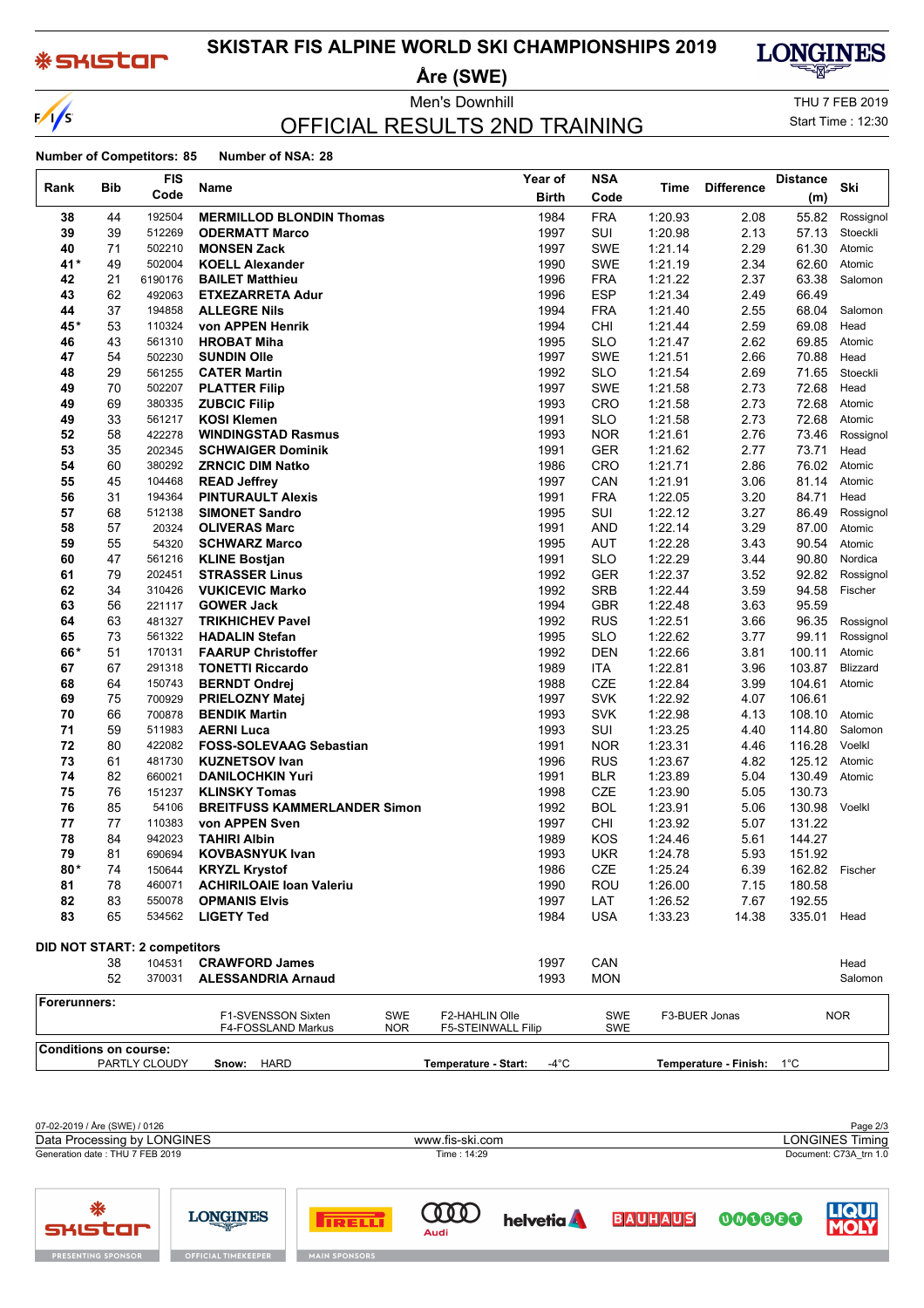# SKISTAR FIS ALPINE WORLD SKI CHAMPIONSHIPS 2019

## Åre (SWE)

Men's Downhill

THU 7 FEB 2019

# OFFICIAL RESULTS 2ND TRAINING

Start Time : 12:30

**Number of Competitors: 85 Number of NSA: 28**

| Rank | Bib | FIS Code | Name | Year of Birth | NSA Code | Time | Difference | Distance (m) | Ski |
|---|---|---|---|---|---|---|---|---|---|
| 38 | 44 | 192504 | **MERMILLOD BLONDIN Thomas** | 1984 | FRA | 1:20.93 | 2.08 | 55.82 | Rossignol |
| 39 | 39 | 512269 | **ODERMATT Marco** | 1997 | SUI | 1:20.98 | 2.13 | 57.13 | Stoeckli |
| 40 | 71 | 502210 | **MONSEN Zack** | 1997 | SWE | 1:21.14 | 2.29 | 61.30 | Atomic |
| 41* | 49 | 502004 | **KOELL Alexander** | 1990 | SWE | 1:21.19 | 2.34 | 62.60 | Atomic |
| 42 | 21 | 6190176 | **BAILET Matthieu** | 1996 | FRA | 1:21.22 | 2.37 | 63.38 | Salomon |
| 43 | 62 | 492063 | **ETXEZARRETA Adur** | 1996 | ESP | 1:21.34 | 2.49 | 66.49 | |
| 44 | 37 | 194858 | **ALLEGRE Nils** | 1994 | FRA | 1:21.40 | 2.55 | 68.04 | Salomon |
| 45* | 53 | 110324 | **von APPEN Henrik** | 1994 | CHI | 1:21.44 | 2.59 | 69.08 | Head |
| 46 | 43 | 561310 | **HROBAT Miha** | 1995 | SLO | 1:21.47 | 2.62 | 69.85 | Atomic |
| 47 | 54 | 502230 | **SUNDIN Olle** | 1997 | SWE | 1:21.51 | 2.66 | 70.88 | Head |
| 48 | 29 | 561255 | **CATER Martin** | 1992 | SLO | 1:21.54 | 2.69 | 71.65 | Stoeckli |
| 49 | 70 | 502207 | **PLATTER Filip** | 1997 | SWE | 1:21.58 | 2.73 | 72.68 | Head |
| 49 | 69 | 380335 | **ZUBCIC Filip** | 1993 | CRO | 1:21.58 | 2.73 | 72.68 | Atomic |
| 49 | 33 | 561217 | **KOSI Klemen** | 1991 | SLO | 1:21.58 | 2.73 | 72.68 | Atomic |
| 52 | 58 | 422278 | **WINDINGSTAD Rasmus** | 1993 | NOR | 1:21.61 | 2.76 | 73.46 | Rossignol |
| 53 | 35 | 202345 | **SCHWAIGER Dominik** | 1991 | GER | 1:21.62 | 2.77 | 73.71 | Head |
| 54 | 60 | 380292 | **ZRNCIC DIM Natko** | 1986 | CRO | 1:21.71 | 2.86 | 76.02 | Atomic |
| 55 | 45 | 104468 | **READ Jeffrey** | 1997 | CAN | 1:21.91 | 3.06 | 81.14 | Atomic |
| 56 | 31 | 194364 | **PINTURAULT Alexis** | 1991 | FRA | 1:22.05 | 3.20 | 84.71 | Head |
| 57 | 68 | 512138 | **SIMONET Sandro** | 1995 | SUI | 1:22.12 | 3.27 | 86.49 | Rossignol |
| 58 | 57 | 20324 | **OLIVERAS Marc** | 1991 | AND | 1:22.14 | 3.29 | 87.00 | Atomic |
| 59 | 55 | 54320 | **SCHWARZ Marco** | 1995 | AUT | 1:22.28 | 3.43 | 90.54 | Atomic |
| 60 | 47 | 561216 | **KLINE Bostjan** | 1991 | SLO | 1:22.29 | 3.44 | 90.80 | Nordica |
| 61 | 79 | 202451 | **STRASSER Linus** | 1992 | GER | 1:22.37 | 3.52 | 92.82 | Rossignol |
| 62 | 34 | 310426 | **VUKICEVIC Marko** | 1992 | SRB | 1:22.44 | 3.59 | 94.58 | Fischer |
| 63 | 56 | 221117 | **GOWER Jack** | 1994 | GBR | 1:22.48 | 3.63 | 95.59 | |
| 64 | 63 | 481327 | **TRIKHICHEV Pavel** | 1992 | RUS | 1:22.51 | 3.66 | 96.35 | Rossignol |
| 65 | 73 | 561322 | **HADALIN Stefan** | 1995 | SLO | 1:22.62 | 3.77 | 99.11 | Rossignol |
| 66* | 51 | 170131 | **FAARUP Christoffer** | 1992 | DEN | 1:22.66 | 3.81 | 100.11 | Atomic |
| 67 | 67 | 291318 | **TONETTI Riccardo** | 1989 | ITA | 1:22.81 | 3.96 | 103.87 | Blizzard |
| 68 | 64 | 150743 | **BERNDT Ondrej** | 1988 | CZE | 1:22.84 | 3.99 | 104.61 | Atomic |
| 69 | 75 | 700929 | **PRIELOZNY Matej** | 1997 | SVK | 1:22.92 | 4.07 | 106.61 | |
| 70 | 66 | 700878 | **BENDIK Martin** | 1993 | SVK | 1:22.98 | 4.13 | 108.10 | Atomic |
| 71 | 59 | 511983 | **AERNI Luca** | 1993 | SUI | 1:23.25 | 4.40 | 114.80 | Salomon |
| 72 | 80 | 422082 | **FOSS-SOLEVAAG Sebastian** | 1991 | NOR | 1:23.31 | 4.46 | 116.28 | Voelkl |
| 73 | 61 | 481730 | **KUZNETSOV Ivan** | 1996 | RUS | 1:23.67 | 4.82 | 125.12 | Atomic |
| 74 | 82 | 660021 | **DANILOCHKIN Yuri** | 1991 | BLR | 1:23.89 | 5.04 | 130.49 | Atomic |
| 75 | 76 | 151237 | **KLINSKY Tomas** | 1998 | CZE | 1:23.90 | 5.05 | 130.73 | |
| 76 | 85 | 54106 | **BREITFUSS KAMMERLANDER Simon** | 1992 | BOL | 1:23.91 | 5.06 | 130.98 | Voelkl |
| 77 | 77 | 110383 | **von APPEN Sven** | 1997 | CHI | 1:23.92 | 5.07 | 131.22 | |
| 78 | 84 | 942023 | **TAHIRI Albin** | 1989 | KOS | 1:24.46 | 5.61 | 144.27 | |
| 79 | 81 | 690694 | **KOVBASNYUK Ivan** | 1993 | UKR | 1:24.78 | 5.93 | 151.92 | |
| 80* | 74 | 150644 | **KRYZL Krystof** | 1986 | CZE | 1:25.24 | 6.39 | 162.82 | Fischer |
| 81 | 78 | 460071 | **ACHIRILOAIE Ioan Valeriu** | 1990 | ROU | 1:26.00 | 7.15 | 180.58 | |
| 82 | 83 | 550078 | **OPMANIS Elvis** | 1997 | LAT | 1:26.52 | 7.67 | 192.55 | |
| 83 | 65 | 534562 | **LIGETY Ted** | 1984 | USA | 1:33.23 | 14.38 | 335.01 | Head |

**DID NOT START: 2 competitors**

| Rank | Bib | FIS Code | Name | Year of Birth | NSA Code | Time | Difference | Distance (m) | Ski |
|---|---|---|---|---|---|---|---|---|---|
| | 38 | 104531 | **CRAWFORD James** | 1997 | CAN | | | | Head |
| | 52 | 370031 | **ALESSANDRIA Arnaud** | 1993 | MON | | | | Salomon |

**Forerunners:**

| | | | | | |
|---|---|---|---|---|---|
| F1-SVENSSON Sixten | SWE | F2-HAHLIN Olle | SWE | F3-BUER Jonas | NOR |
| F4-FOSSLAND Markus | NOR | F5-STEINWALL Filip | SWE | | |

**Conditions on course:**

PARTLY CLOUDY **Snow:** HARD **Temperature - Start:** -4°C **Temperature - Finish:** 1°C

07-02-2019 / Åre (SWE) / 0126

Data Processing by LONGINES — www.fis-ski.com — LONGINES Timing

Generation date : THU 7 FEB 2019 — Time : 14:29 — Document: C73A_trn 1.0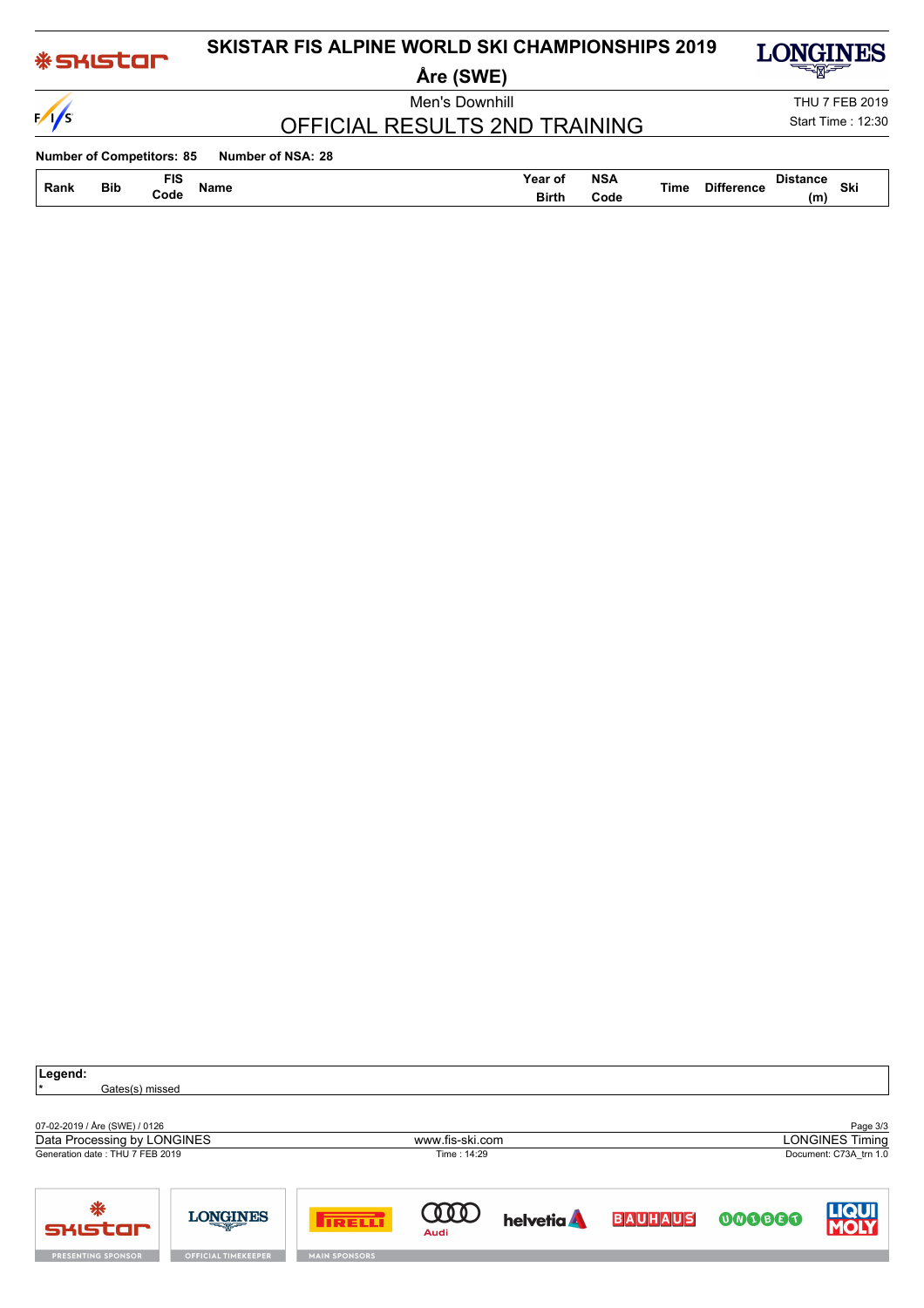# SKISTAR FIS ALPINE WORLD SKI CHAMPIONSHIPS 2019

## Åre (SWE)

Men's Downhill

THU 7 FEB 2019

## OFFICIAL RESULTS 2ND TRAINING

Start Time : 12:30

**Number of Competitors: 85** **Number of NSA: 28**

| Rank | Bib | FIS Code | Name | Year of Birth | NSA Code | Time | Difference | Distance (m) | Ski |
|---|---|---|---|---|---|---|---|---|---|

**Legend:**

\* Gates(s) missed

07-02-2019 / Åre (SWE) / 0126

Data Processing by LONGINES

www.fis-ski.com

LONGINES Timing

Generation date : THU 7 FEB 2019

Time : 14:29

Document: C73A_trn 1.0